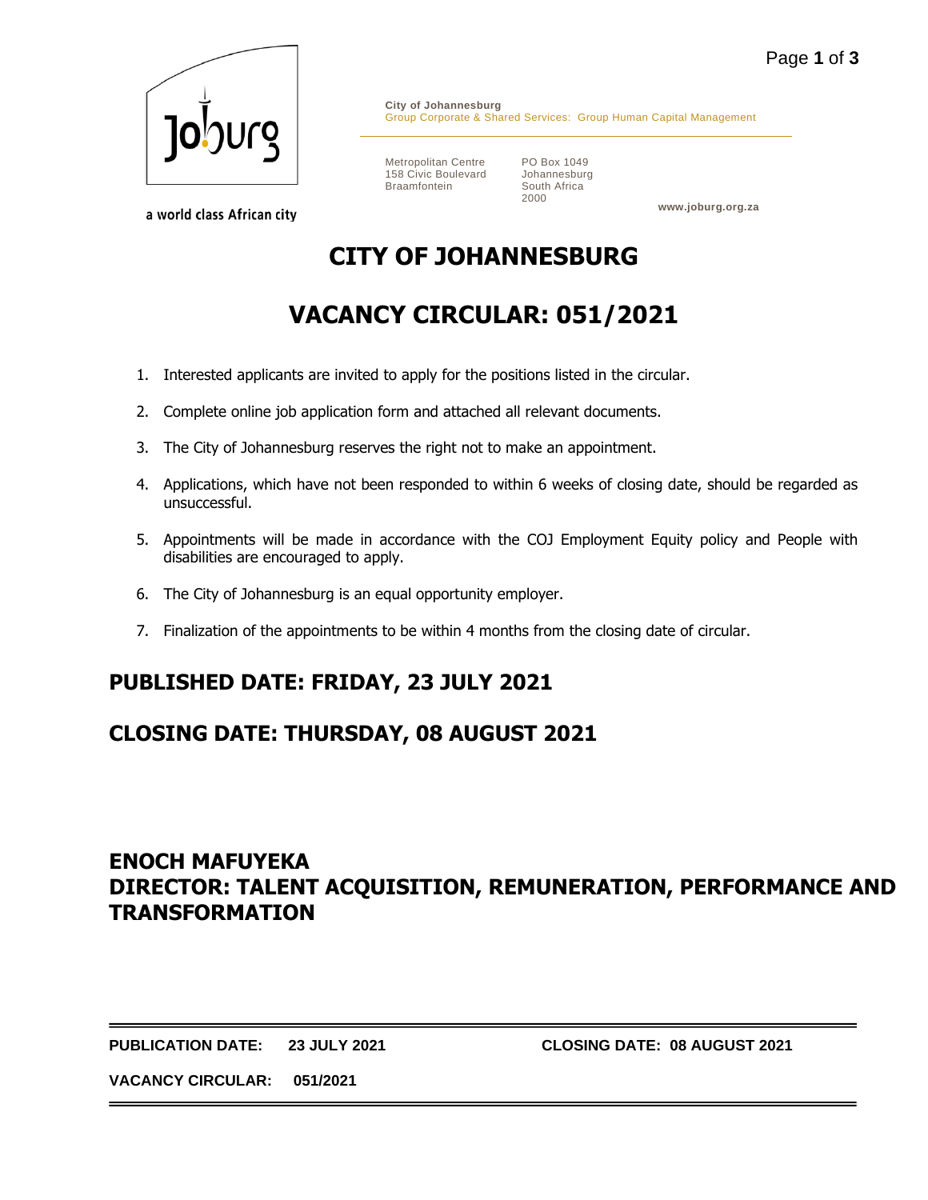a world class African city

**City of Johannesburg**
Group Corporate & Shared Services: Group Human Capital Management

Metropolitan Centre
158 Civic Boulevard
Braamfontein

PO Box 1049
Johannesburg
South Africa
2000

**www.joburg.org.za**

# CITY OF JOHANNESBURG

# VACANCY CIRCULAR: 051/2021

1. Interested applicants are invited to apply for the positions listed in the circular.
2. Complete online job application form and attached all relevant documents.
3. The City of Johannesburg reserves the right not to make an appointment.
4. Applications, which have not been responded to within 6 weeks of closing date, should be regarded as unsuccessful.
5. Appointments will be made in accordance with the COJ Employment Equity policy and People with disabilities are encouraged to apply.
6. The City of Johannesburg is an equal opportunity employer.
7. Finalization of the appointments to be within 4 months from the closing date of circular.

## PUBLISHED DATE: FRIDAY, 23 JULY 2021

## CLOSING DATE: THURSDAY, 08 AUGUST 2021

## ENOCH MAFUYEKA
## DIRECTOR: TALENT ACQUISITION, REMUNERATION, PERFORMANCE AND TRANSFORMATION

---

**PUBLICATION DATE:** **23 JULY 2021** **CLOSING DATE: 08 AUGUST 2021**

**VACANCY CIRCULAR:** **051/2021**

---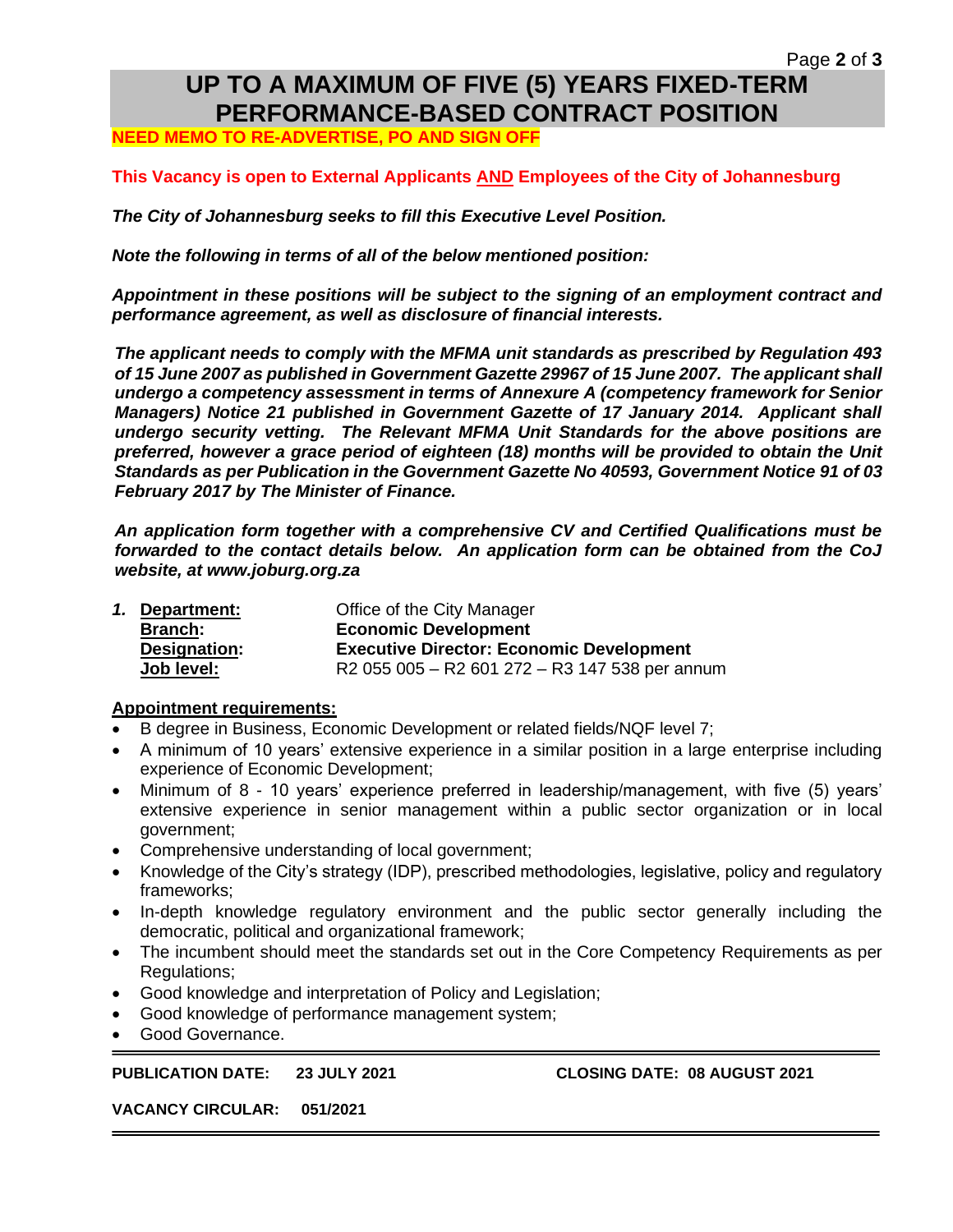# UP TO A MAXIMUM OF FIVE (5) YEARS FIXED-TERM PERFORMANCE-BASED CONTRACT POSITION

**NEED MEMO TO RE-ADVERTISE, PO AND SIGN OFF**

**This Vacancy is open to External Applicants AND Employees of the City of Johannesburg**

***The City of Johannesburg seeks to fill this Executive Level Position.***

***Note the following in terms of all of the below mentioned position:***

***Appointment in these positions will be subject to the signing of an employment contract and performance agreement, as well as disclosure of financial interests.***

***The applicant needs to comply with the MFMA unit standards as prescribed by Regulation 493 of 15 June 2007 as published in Government Gazette 29967 of 15 June 2007. The applicant shall undergo a competency assessment in terms of Annexure A (competency framework for Senior Managers) Notice 21 published in Government Gazette of 17 January 2014. Applicant shall undergo security vetting. The Relevant MFMA Unit Standards for the above positions are preferred, however a grace period of eighteen (18) months will be provided to obtain the Unit Standards as per Publication in the Government Gazette No 40593, Government Notice 91 of 03 February 2017 by The Minister of Finance.***

***An application form together with a comprehensive CV and Certified Qualifications must be forwarded to the contact details below. An application form can be obtained from the CoJ website, at www.joburg.org.za***

***1.*** **Department:** Office of the City Manager
**Branch:** **Economic Development**
**Designation:** **Executive Director: Economic Development**
**Job level:** R2 055 005 – R2 601 272 – R3 147 538 per annum

**Appointment requirements:**

- B degree in Business, Economic Development or related fields/NQF level 7;
- A minimum of 10 years' extensive experience in a similar position in a large enterprise including experience of Economic Development;
- Minimum of 8 - 10 years' experience preferred in leadership/management, with five (5) years' extensive experience in senior management within a public sector organization or in local government;
- Comprehensive understanding of local government;
- Knowledge of the City's strategy (IDP), prescribed methodologies, legislative, policy and regulatory frameworks;
- In-depth knowledge regulatory environment and the public sector generally including the democratic, political and organizational framework;
- The incumbent should meet the standards set out in the Core Competency Requirements as per Regulations;
- Good knowledge and interpretation of Policy and Legislation;
- Good knowledge of performance management system;
- Good Governance.

---

**PUBLICATION DATE: 23 JULY 2021** **CLOSING DATE: 08 AUGUST 2021**

**VACANCY CIRCULAR: 051/2021**

---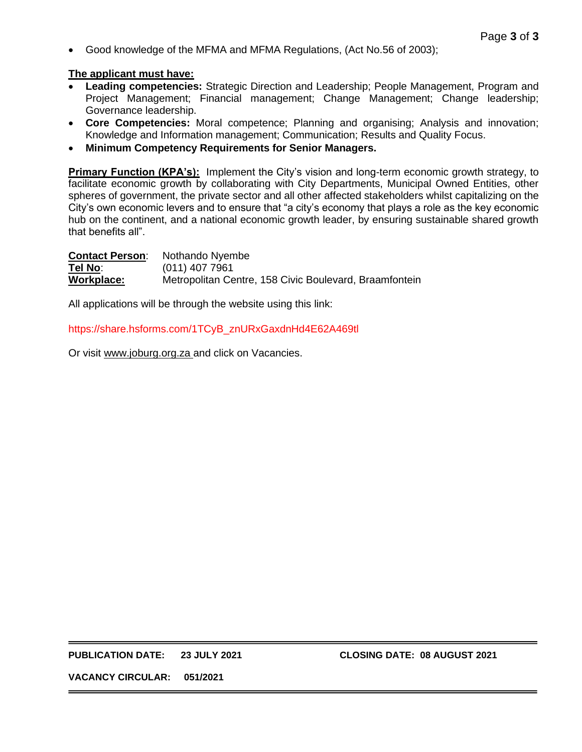- Good knowledge of the MFMA and MFMA Regulations, (Act No.56 of 2003);

**The applicant must have:**

- **Leading competencies:** Strategic Direction and Leadership; People Management, Program and Project Management; Financial management; Change Management; Change leadership; Governance leadership.
- **Core Competencies:** Moral competence; Planning and organising; Analysis and innovation; Knowledge and Information management; Communication; Results and Quality Focus.
- **Minimum Competency Requirements for Senior Managers.**

**Primary Function (KPA's):** Implement the City's vision and long-term economic growth strategy, to facilitate economic growth by collaborating with City Departments, Municipal Owned Entities, other spheres of government, the private sector and all other affected stakeholders whilst capitalizing on the City's own economic levers and to ensure that "a city's economy that plays a role as the key economic hub on the continent, and a national economic growth leader, by ensuring sustainable shared growth that benefits all".

**Contact Person**: Nothando Nyembe
**Tel No**: (011) 407 7961
**Workplace:** Metropolitan Centre, 158 Civic Boulevard, Braamfontein

All applications will be through the website using this link:

https://share.hsforms.com/1TCyB_znURxGaxdnHd4E62A469tl

Or visit www.joburg.org.za and click on Vacancies.

**PUBLICATION DATE: 23 JULY 2021** **CLOSING DATE: 08 AUGUST 2021**

**VACANCY CIRCULAR: 051/2021**